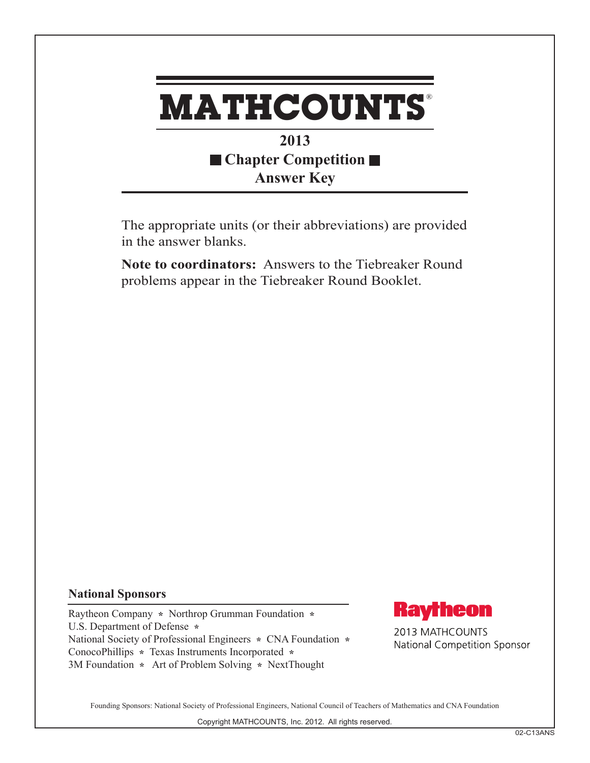# MATHCOUNTS®

## 2013
## ■ Chapter Competition ■
## Answer Key

The appropriate units (or their abbreviations) are provided in the answer blanks.

**Note to coordinators:** Answers to the Tiebreaker Round problems appear in the Tiebreaker Round Booklet.

**National Sponsors**

Raytheon Company * Northrop Grumman Foundation *
U.S. Department of Defense *
National Society of Professional Engineers * CNA Foundation *
ConocoPhillips * Texas Instruments Incorporated *
3M Foundation * Art of Problem Solving * NextThought

Raytheon
2013 MATHCOUNTS
National Competition Sponsor

Founding Sponsors: National Society of Professional Engineers, National Council of Teachers of Mathematics and CNA Foundation

Copyright MATHCOUNTS, Inc. 2012. All rights reserved.

02-C13ANS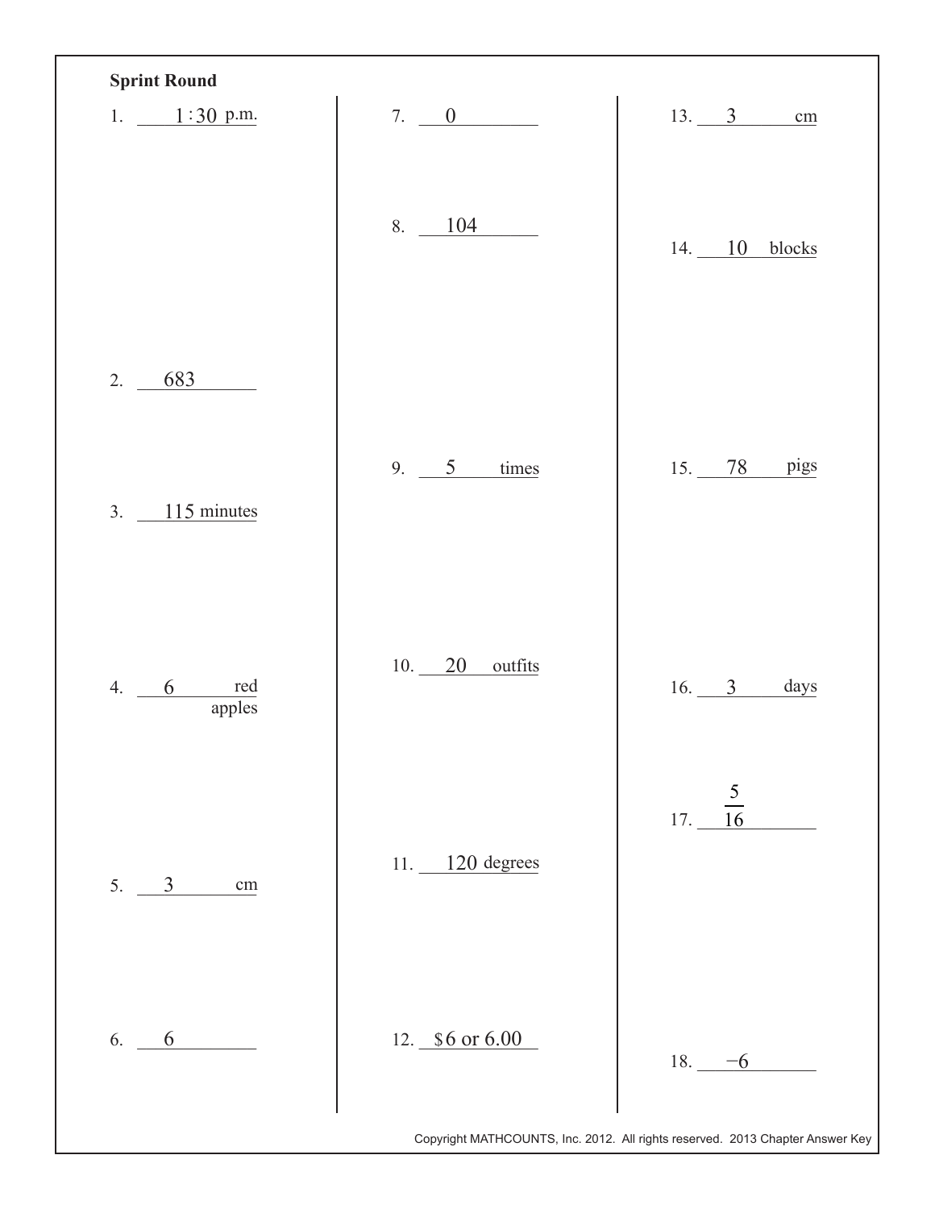**Sprint Round**

1. 1:30 p.m.
2. 683
3. 115 minutes
4. 6 red apples
5. 3 cm
6. 6
7. 0
8. 104
9. 5 times
10. 20 outfits
11. 120 degrees
12. \$6 or 6.00
13. 3 cm
14. 10 blocks
15. 78 pigs
16. 3 days
17. $\frac{5}{16}$
18. $-6$

Copyright MATHCOUNTS, Inc. 2012. All rights reserved. 2013 Chapter Answer Key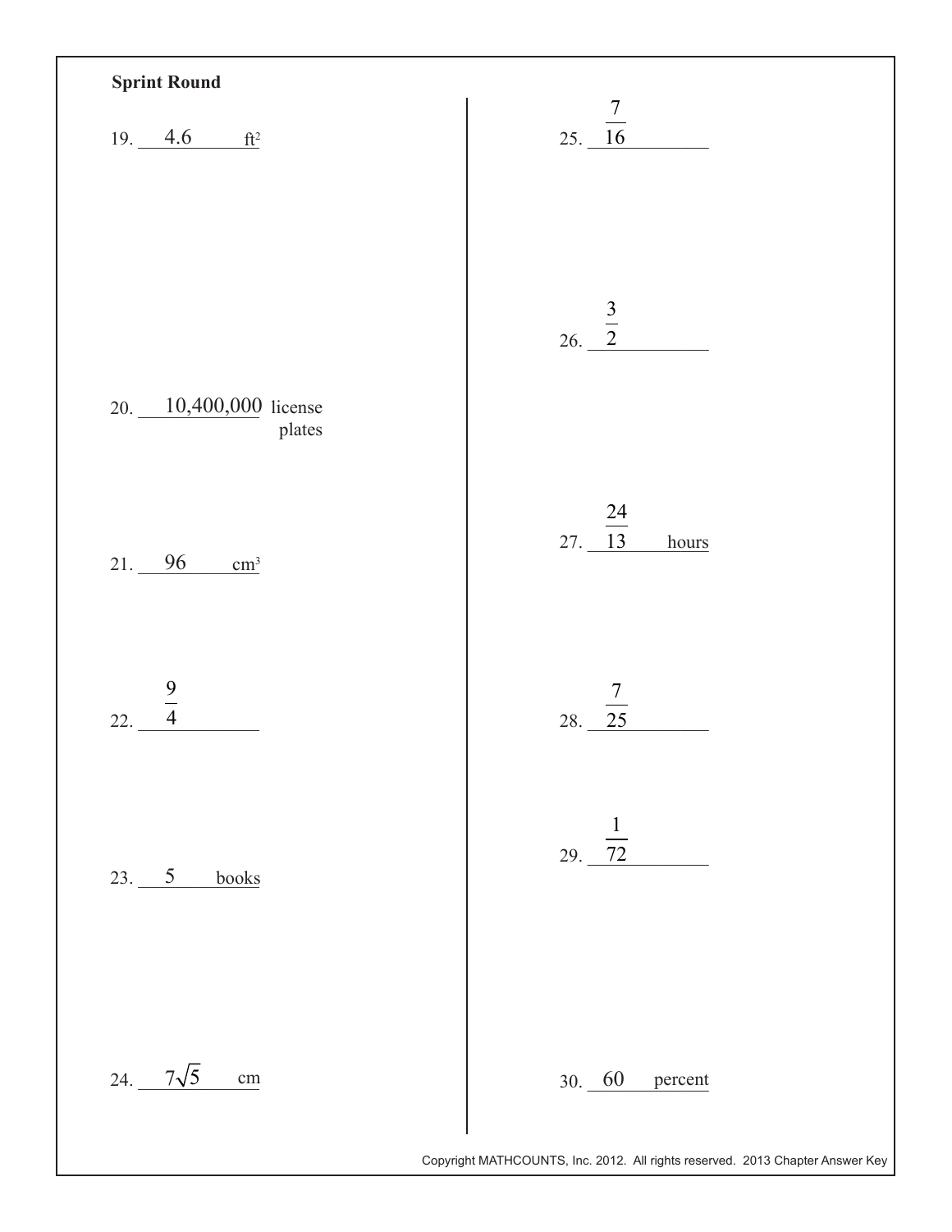**Sprint Round**

19. 4.6 ft$^2$

20. 10,400,000 license plates

21. 96 cm$^3$

22. $\frac{9}{4}$

23. 5 books

24. $7\sqrt{5}$ cm

25. $\frac{7}{16}$

26. $\frac{3}{2}$

27. $\frac{24}{13}$ hours

28. $\frac{7}{25}$

29. $\frac{1}{72}$

30. 60 percent

Copyright MATHCOUNTS, Inc. 2012. All rights reserved. 2013 Chapter Answer Key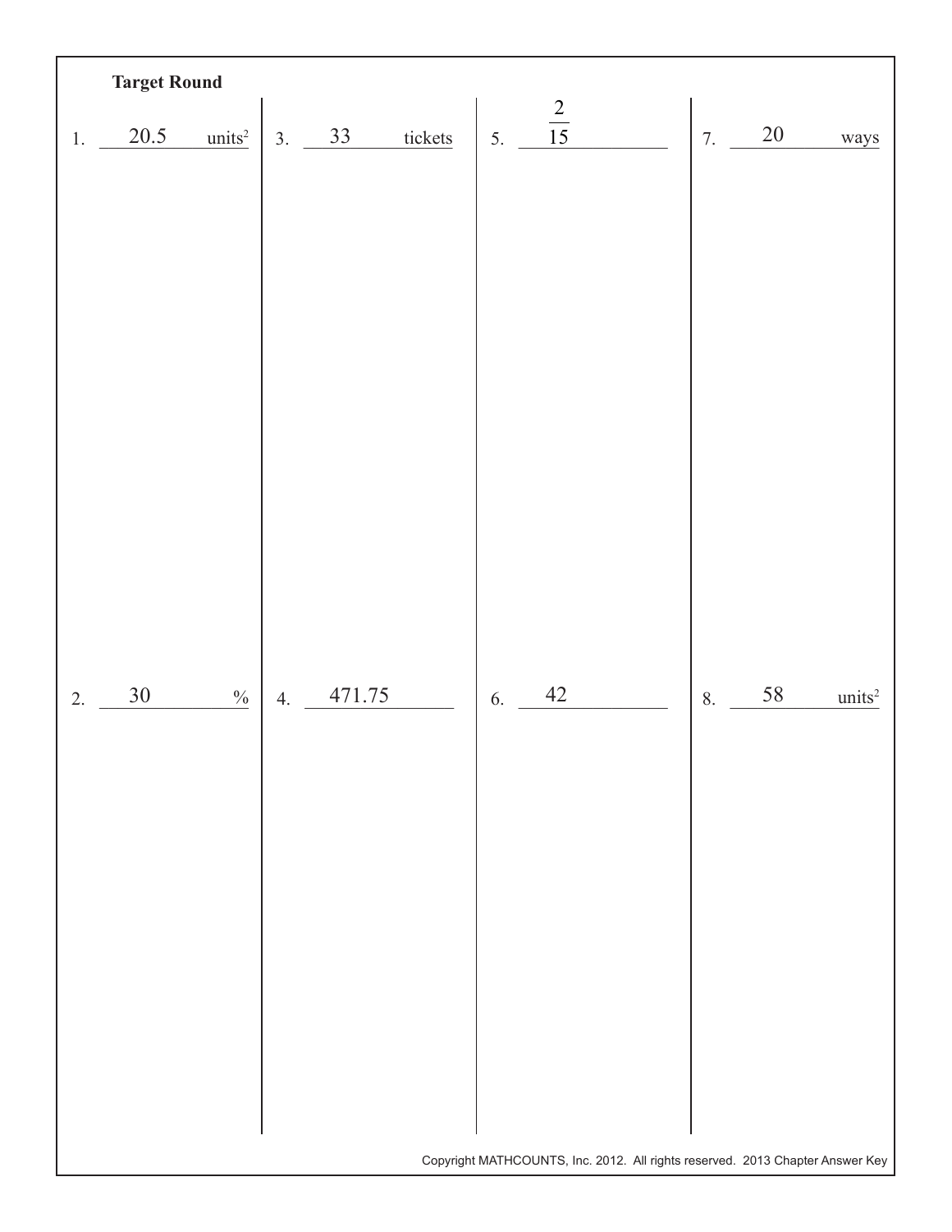**Target Round**

1. 20.5 units$^2$

2. 30 %

3. 33 tickets

4. 471.75

5. $\frac{2}{15}$

6. 42

7. 20 ways

8. 58 units$^2$

Copyright MATHCOUNTS, Inc. 2012. All rights reserved. 2013 Chapter Answer Key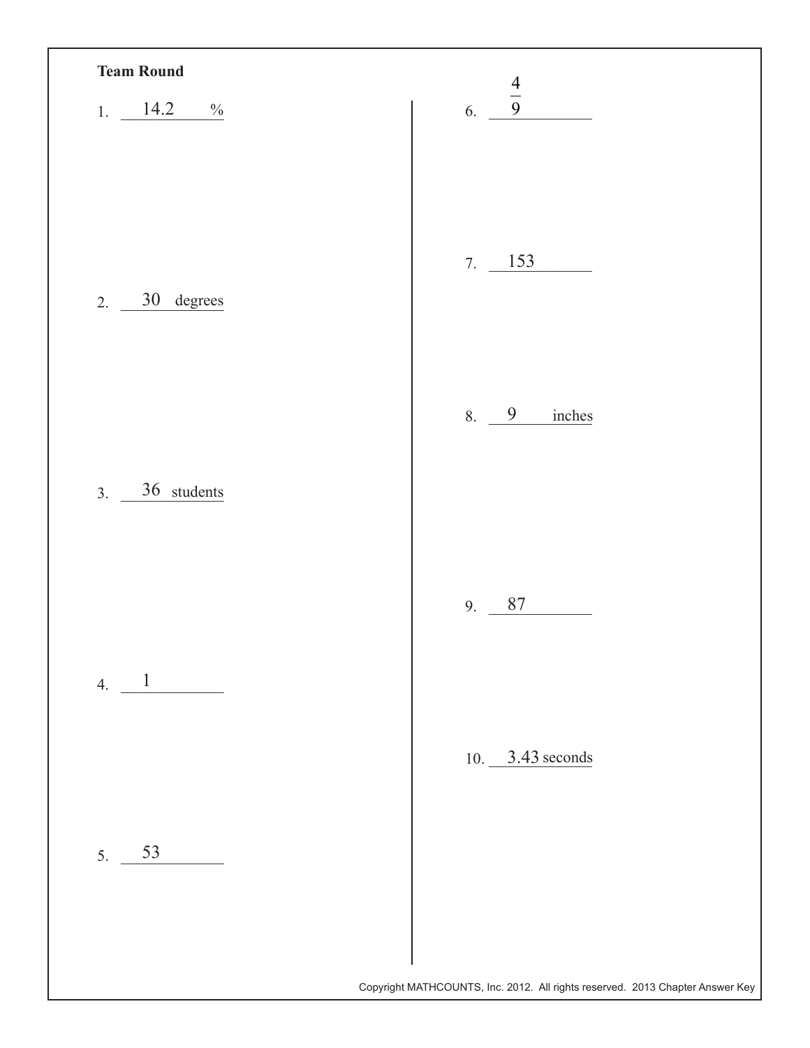**Team Round**

1. 14.2 %
2. 30 degrees
3. 36 students
4. 1
5. 53
6. $\frac{4}{9}$
7. 153
8. 9 inches
9. 87
10. 3.43 seconds

Copyright MATHCOUNTS, Inc. 2012. All rights reserved. 2013 Chapter Answer Key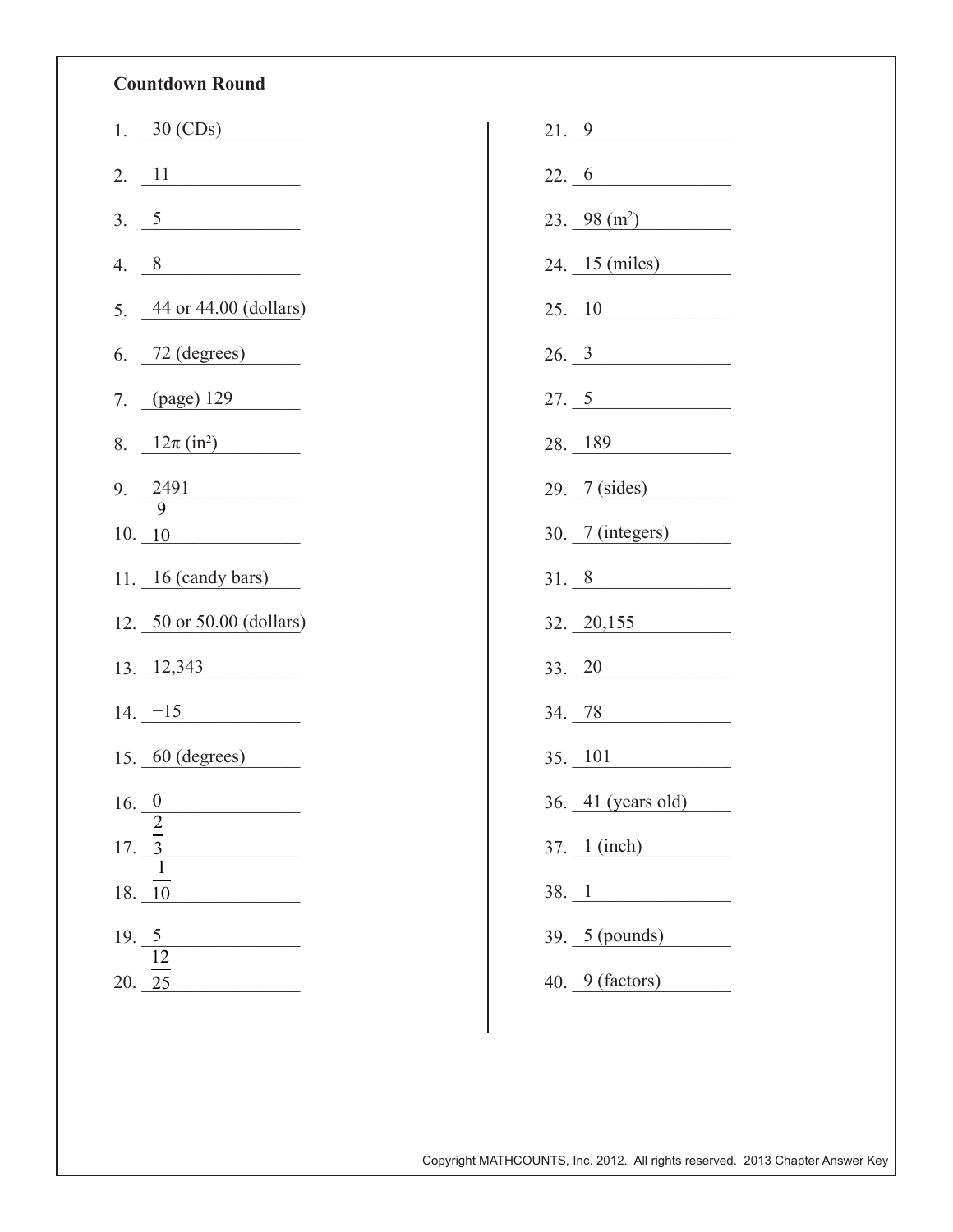**Countdown Round**

1. 30 (CDs)
2. 11
3. 5
4. 8
5. 44 or 44.00 (dollars)
6. 72 (degrees)
7. (page) 129
8. $12\pi$ (in$^2$)
9. 2491
10. $\frac{9}{10}$
11. 16 (candy bars)
12. 50 or 50.00 (dollars)
13. 12,343
14. −15
15. 60 (degrees)
16. 0
17. $\frac{2}{3}$
18. $\frac{1}{10}$
19. 5
20. $\frac{12}{25}$
21. 9
22. 6
23. 98 (m$^2$)
24. 15 (miles)
25. 10
26. 3
27. 5
28. 189
29. 7 (sides)
30. 7 (integers)
31. 8
32. 20,155
33. 20
34. 78
35. 101
36. 41 (years old)
37. 1 (inch)
38. 1
39. 5 (pounds)
40. 9 (factors)

Copyright MATHCOUNTS, Inc. 2012. All rights reserved. 2013 Chapter Answer Key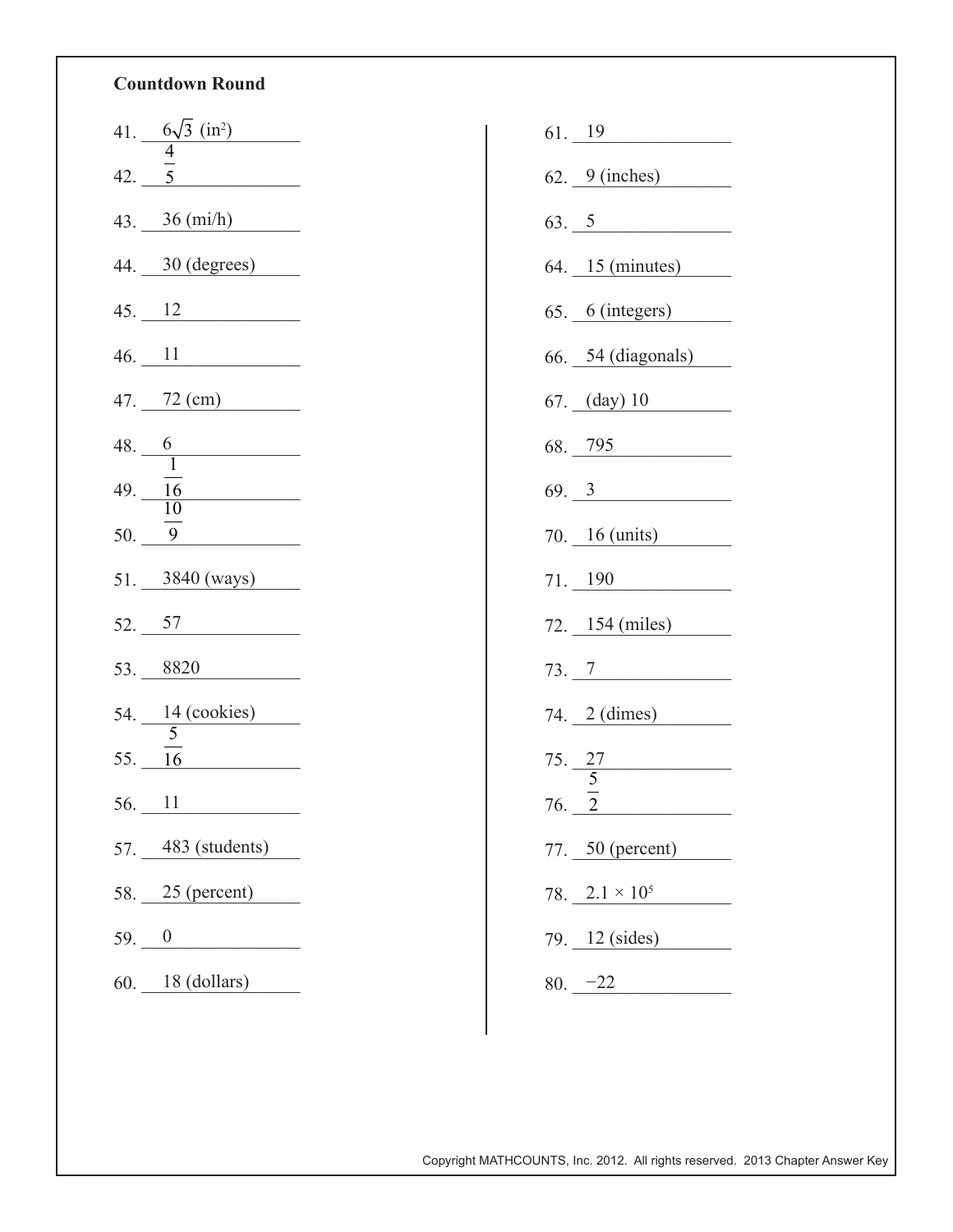**Countdown Round**

41. $6\sqrt{3}$ (in$^2$)
42. $\frac{4}{5}$
43. 36 (mi/h)
44. 30 (degrees)
45. 12
46. 11
47. 72 (cm)
48. 6
49. $\frac{1}{16}$
50. $\frac{10}{9}$
51. 3840 (ways)
52. 57
53. 8820
54. 14 (cookies)
55. $\frac{5}{16}$
56. 11
57. 483 (students)
58. 25 (percent)
59. 0
60. 18 (dollars)
61. 19
62. 9 (inches)
63. 5
64. 15 (minutes)
65. 6 (integers)
66. 54 (diagonals)
67. (day) 10
68. 795
69. 3
70. 16 (units)
71. 190
72. 154 (miles)
73. 7
74. 2 (dimes)
75. 27
76. $\frac{5}{2}$
77. 50 (percent)
78. $2.1 \times 10^5$
79. 12 (sides)
80. $-22$

Copyright MATHCOUNTS, Inc. 2012. All rights reserved. 2013 Chapter Answer Key